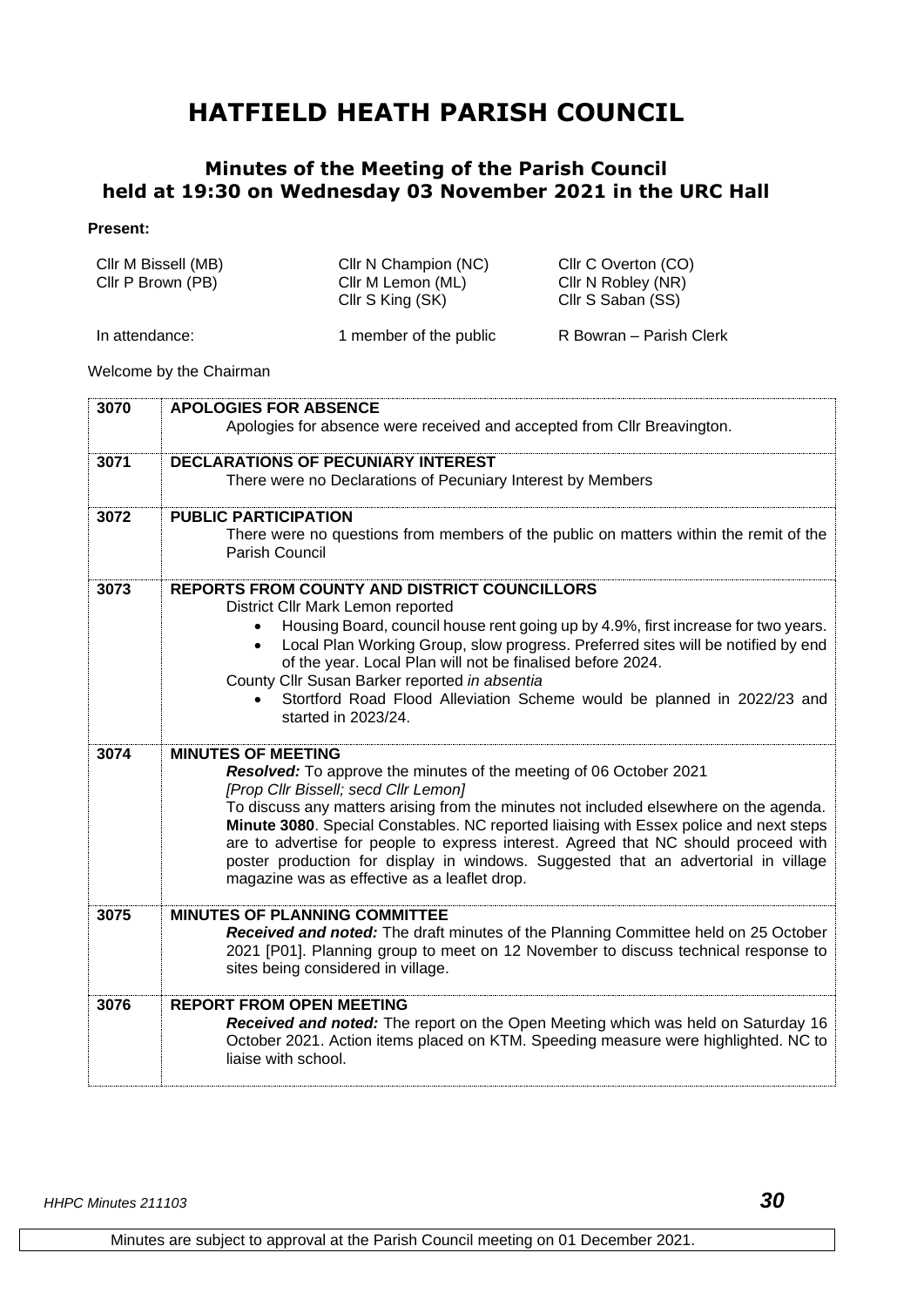# HATFIELD HEATH PARISH COUNCIL

## Minutes of the Meeting of the Parish Council held at 19:30 on Wednesday 03 November 2021 in the URC Hall

**Present:**

| | | |
|---|---|---|
| Cllr M Bissell (MB) | Cllr N Champion (NC) | Cllr C Overton (CO) |
| Cllr P Brown (PB) | Cllr M Lemon (ML) | Cllr N Robley (NR) |
| | Cllr S King (SK) | Cllr S Saban (SS) |
| In attendance: | 1 member of the public | R Bowran – Parish Clerk |

Welcome by the Chairman

**3070 APOLOGIES FOR ABSENCE**

Apologies for absence were received and accepted from Cllr Breavington.

**3071 DECLARATIONS OF PECUNIARY INTEREST**

There were no Declarations of Pecuniary Interest by Members

**3072 PUBLIC PARTICIPATION**

There were no questions from members of the public on matters within the remit of the Parish Council

**3073 REPORTS FROM COUNTY AND DISTRICT COUNCILLORS**

District Cllr Mark Lemon reported

- Housing Board, council house rent going up by 4.9%, first increase for two years.
- Local Plan Working Group, slow progress. Preferred sites will be notified by end of the year. Local Plan will not be finalised before 2024.

County Cllr Susan Barker reported *in absentia*

- Stortford Road Flood Alleviation Scheme would be planned in 2022/23 and started in 2023/24.

**3074 MINUTES OF MEETING**

***Resolved:*** To approve the minutes of the meeting of 06 October 2021

*[Prop Cllr Bissell; secd Cllr Lemon]*

To discuss any matters arising from the minutes not included elsewhere on the agenda.

**Minute 3080**. Special Constables. NC reported liaising with Essex police and next steps are to advertise for people to express interest. Agreed that NC should proceed with poster production for display in windows. Suggested that an advertorial in village magazine was as effective as a leaflet drop.

**3075 MINUTES OF PLANNING COMMITTEE**

***Received and noted:*** The draft minutes of the Planning Committee held on 25 October 2021 [P01]. Planning group to meet on 12 November to discuss technical response to sites being considered in village.

**3076 REPORT FROM OPEN MEETING**

***Received and noted:*** The report on the Open Meeting which was held on Saturday 16 October 2021. Action items placed on KTM. Speeding measure were highlighted. NC to liaise with school.

Minutes are subject to approval at the Parish Council meeting on 01 December 2021.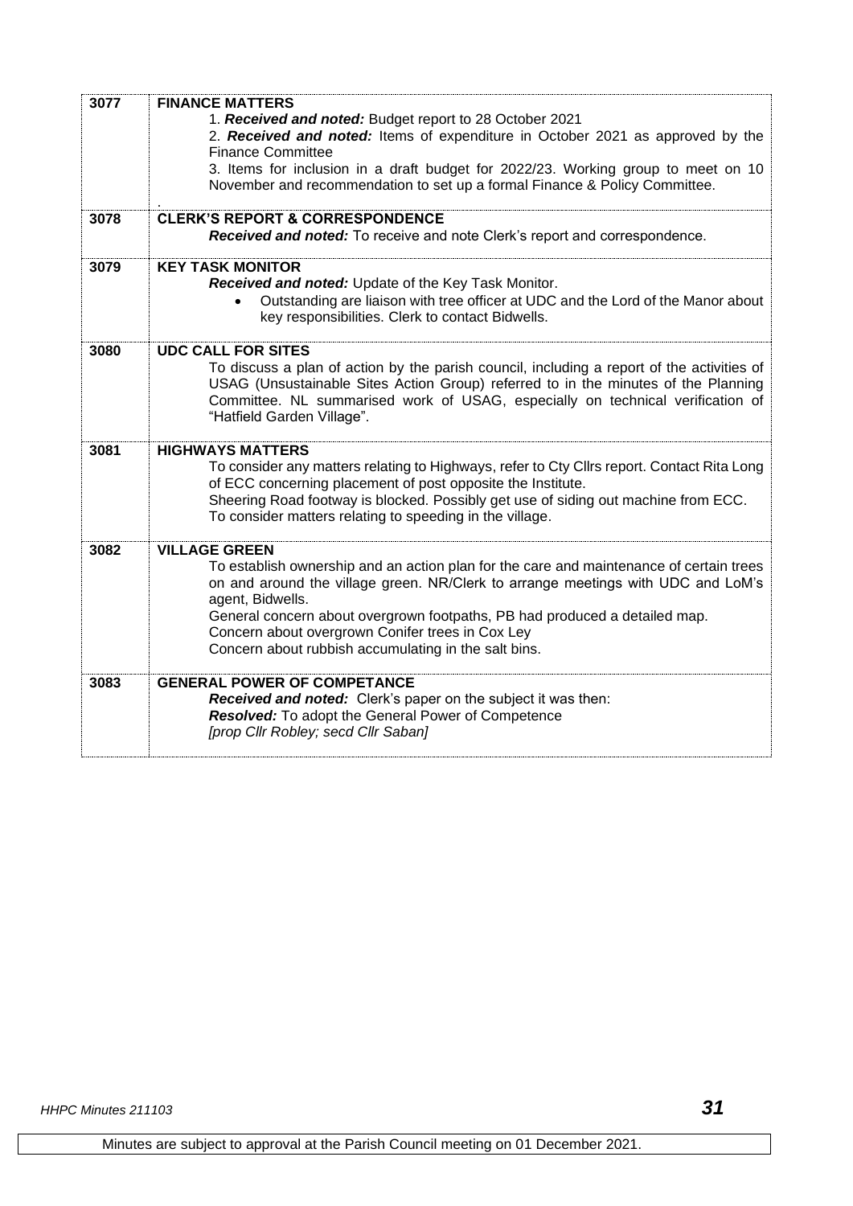| | |
|---|---|
| **3077** | **FINANCE MATTERS**<br>1. ***Received and noted:*** Budget report to 28 October 2021<br>2. ***Received and noted:*** Items of expenditure in October 2021 as approved by the Finance Committee<br>3. Items for inclusion in a draft budget for 2022/23. Working group to meet on 10 November and recommendation to set up a formal Finance & Policy Committee.<br>. |
| **3078** | **CLERK'S REPORT & CORRESPONDENCE**<br>***Received and noted:*** To receive and note Clerk's report and correspondence. |
| **3079** | **KEY TASK MONITOR**<br>***Received and noted:*** Update of the Key Task Monitor.<br>• Outstanding are liaison with tree officer at UDC and the Lord of the Manor about key responsibilities. Clerk to contact Bidwells. |
| **3080** | **UDC CALL FOR SITES**<br>To discuss a plan of action by the parish council, including a report of the activities of USAG (Unsustainable Sites Action Group) referred to in the minutes of the Planning Committee. NL summarised work of USAG, especially on technical verification of "Hatfield Garden Village". |
| **3081** | **HIGHWAYS MATTERS**<br>To consider any matters relating to Highways, refer to Cty Cllrs report. Contact Rita Long of ECC concerning placement of post opposite the Institute.<br>Sheering Road footway is blocked. Possibly get use of siding out machine from ECC.<br>To consider matters relating to speeding in the village. |
| **3082** | **VILLAGE GREEN**<br>To establish ownership and an action plan for the care and maintenance of certain trees on and around the village green. NR/Clerk to arrange meetings with UDC and LoM's agent, Bidwells.<br>General concern about overgrown footpaths, PB had produced a detailed map.<br>Concern about overgrown Conifer trees in Cox Ley<br>Concern about rubbish accumulating in the salt bins. |
| **3083** | **GENERAL POWER OF COMPETANCE**<br>***Received and noted:*** Clerk's paper on the subject it was then:<br>***Resolved:*** To adopt the General Power of Competence<br>*[prop Cllr Robley; secd Cllr Saban]* |

Minutes are subject to approval at the Parish Council meeting on 01 December 2021.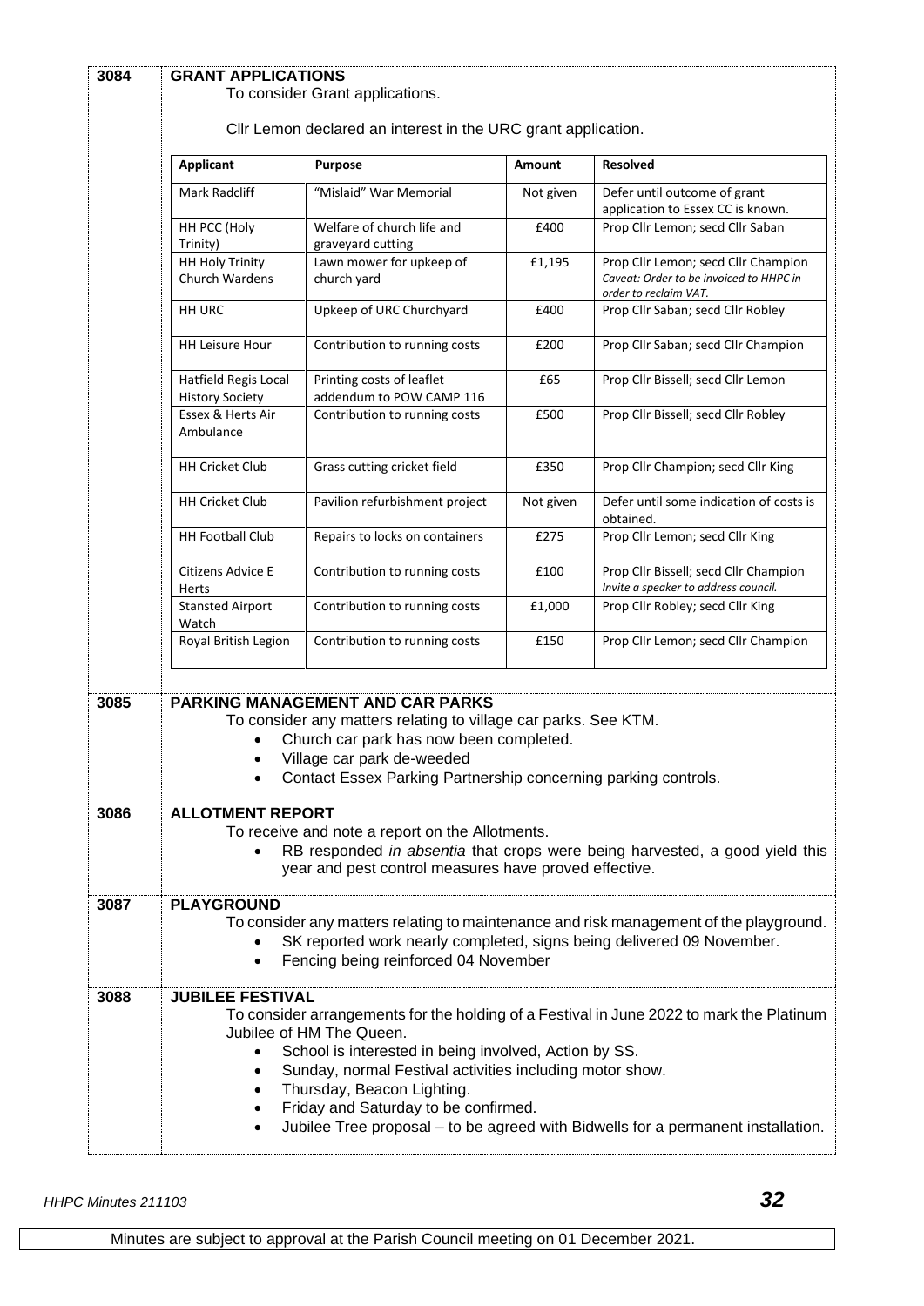**3084 GRANT APPLICATIONS**

To consider Grant applications.

Cllr Lemon declared an interest in the URC grant application.

| Applicant | Purpose | Amount | Resolved |
|---|---|---|---|
| Mark Radcliff | "Mislaid" War Memorial | Not given | Defer until outcome of grant application to Essex CC is known. |
| HH PCC (Holy Trinity) | Welfare of church life and graveyard cutting | £400 | Prop Cllr Lemon; secd Cllr Saban |
| HH Holy Trinity Church Wardens | Lawn mower for upkeep of church yard | £1,195 | Prop Cllr Lemon; secd Cllr Champion *Caveat: Order to be invoiced to HHPC in order to reclaim VAT.* |
| HH URC | Upkeep of URC Churchyard | £400 | Prop Cllr Saban; secd Cllr Robley |
| HH Leisure Hour | Contribution to running costs | £200 | Prop Cllr Saban; secd Cllr Champion |
| Hatfield Regis Local History Society | Printing costs of leaflet addendum to POW CAMP 116 | £65 | Prop Cllr Bissell; secd Cllr Lemon |
| Essex & Herts Air Ambulance | Contribution to running costs | £500 | Prop Cllr Bissell; secd Cllr Robley |
| HH Cricket Club | Grass cutting cricket field | £350 | Prop Cllr Champion; secd Cllr King |
| HH Cricket Club | Pavilion refurbishment project | Not given | Defer until some indication of costs is obtained. |
| HH Football Club | Repairs to locks on containers | £275 | Prop Cllr Lemon; secd Cllr King |
| Citizens Advice E Herts | Contribution to running costs | £100 | Prop Cllr Bissell; secd Cllr Champion *Invite a speaker to address council.* |
| Stansted Airport Watch | Contribution to running costs | £1,000 | Prop Cllr Robley; secd Cllr King |
| Royal British Legion | Contribution to running costs | £150 | Prop Cllr Lemon; secd Cllr Champion |

**3085 PARKING MANAGEMENT AND CAR PARKS**

To consider any matters relating to village car parks. See KTM.

- Church car park has now been completed.
- Village car park de-weeded
- Contact Essex Parking Partnership concerning parking controls.

**3086 ALLOTMENT REPORT**

To receive and note a report on the Allotments.

- RB responded *in absentia* that crops were being harvested, a good yield this year and pest control measures have proved effective.

**3087 PLAYGROUND**

To consider any matters relating to maintenance and risk management of the playground.

- SK reported work nearly completed, signs being delivered 09 November.
- Fencing being reinforced 04 November

**3088 JUBILEE FESTIVAL**

To consider arrangements for the holding of a Festival in June 2022 to mark the Platinum Jubilee of HM The Queen.

- School is interested in being involved, Action by SS.
- Sunday, normal Festival activities including motor show.
- Thursday, Beacon Lighting.
- Friday and Saturday to be confirmed.
- Jubilee Tree proposal – to be agreed with Bidwells for a permanent installation.

Minutes are subject to approval at the Parish Council meeting on 01 December 2021.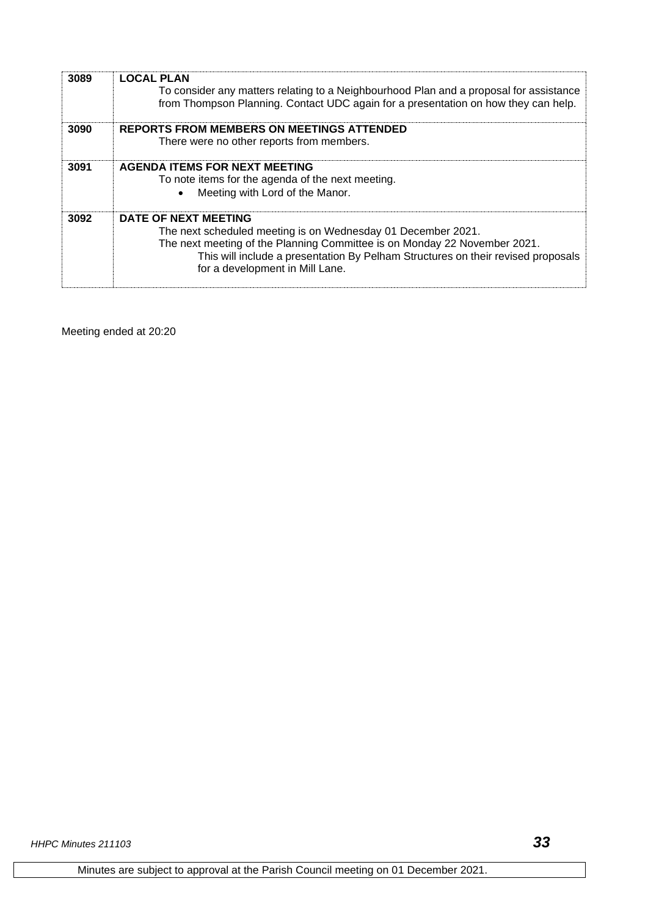| | |
|---|---|
| **3089** | **LOCAL PLAN**<br>To consider any matters relating to a Neighbourhood Plan and a proposal for assistance from Thompson Planning. Contact UDC again for a presentation on how they can help. |
| **3090** | **REPORTS FROM MEMBERS ON MEETINGS ATTENDED**<br>There were no other reports from members. |
| **3091** | **AGENDA ITEMS FOR NEXT MEETING**<br>To note items for the agenda of the next meeting.<br>• Meeting with Lord of the Manor. |
| **3092** | **DATE OF NEXT MEETING**<br>The next scheduled meeting is on Wednesday 01 December 2021.<br>The next meeting of the Planning Committee is on Monday 22 November 2021.<br>This will include a presentation By Pelham Structures on their revised proposals for a development in Mill Lane. |

Meeting ended at 20:20

Minutes are subject to approval at the Parish Council meeting on 01 December 2021.